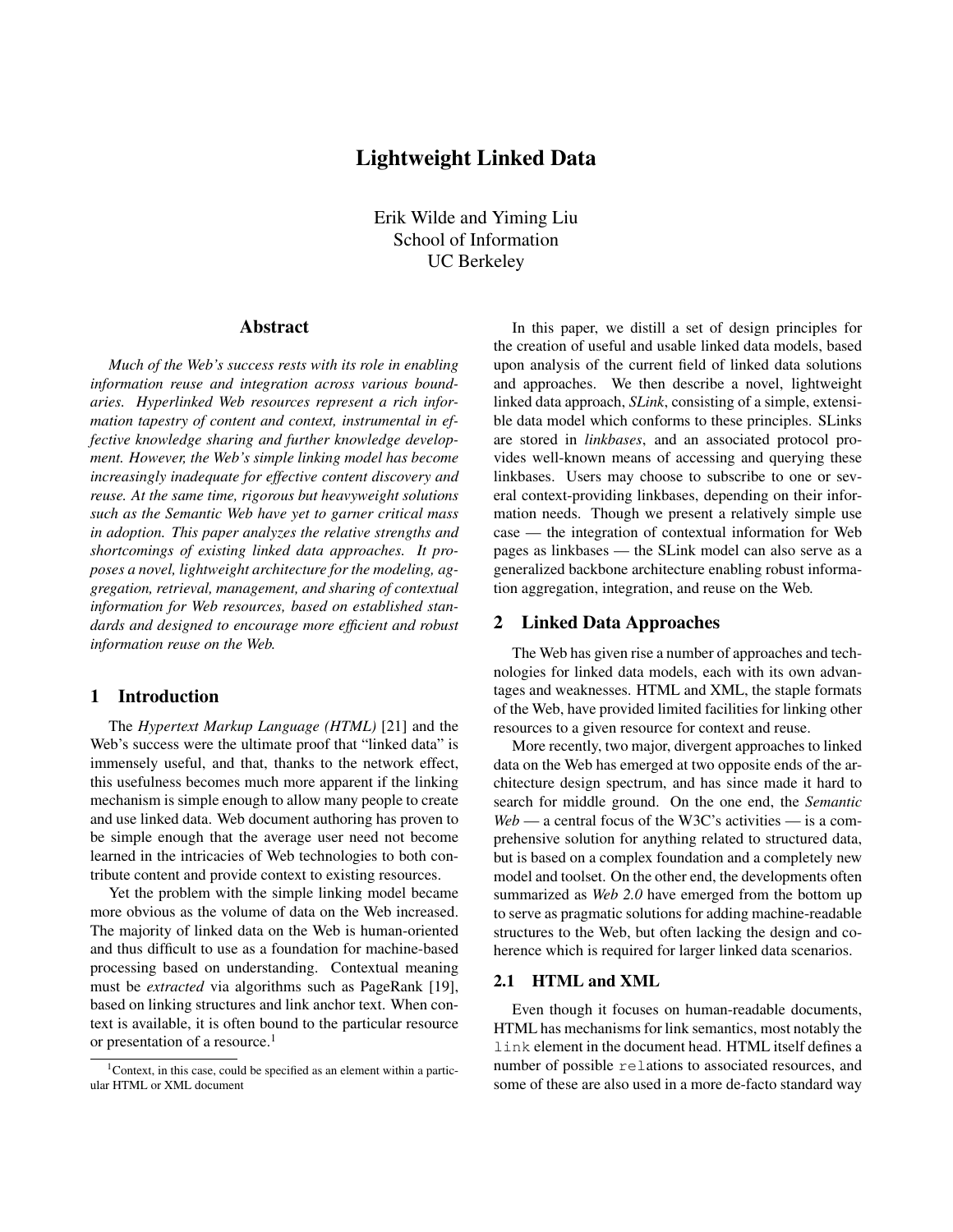# Lightweight Linked Data

Erik Wilde and Yiming Liu
School of Information
UC Berkeley

## Abstract

*Much of the Web's success rests with its role in enabling information reuse and integration across various boundaries. Hyperlinked Web resources represent a rich information tapestry of content and context, instrumental in effective knowledge sharing and further knowledge development. However, the Web's simple linking model has become increasingly inadequate for effective content discovery and reuse. At the same time, rigorous but heavyweight solutions such as the Semantic Web have yet to garner critical mass in adoption. This paper analyzes the relative strengths and shortcomings of existing linked data approaches. It proposes a novel, lightweight architecture for the modeling, aggregation, retrieval, management, and sharing of contextual information for Web resources, based on established standards and designed to encourage more efficient and robust information reuse on the Web.*

## 1 Introduction

The *Hypertext Markup Language (HTML)* [21] and the Web's success were the ultimate proof that "linked data" is immensely useful, and that, thanks to the network effect, this usefulness becomes much more apparent if the linking mechanism is simple enough to allow many people to create and use linked data. Web document authoring has proven to be simple enough that the average user need not become learned in the intricacies of Web technologies to both contribute content and provide context to existing resources.

Yet the problem with the simple linking model became more obvious as the volume of data on the Web increased. The majority of linked data on the Web is human-oriented and thus difficult to use as a foundation for machine-based processing based on understanding. Contextual meaning must be *extracted* via algorithms such as PageRank [19], based on linking structures and link anchor text. When context is available, it is often bound to the particular resource or presentation of a resource.[1]

[1] Context, in this case, could be specified as an element within a particular HTML or XML document

In this paper, we distill a set of design principles for the creation of useful and usable linked data models, based upon analysis of the current field of linked data solutions and approaches. We then describe a novel, lightweight linked data approach, *SLink*, consisting of a simple, extensible data model which conforms to these principles. SLinks are stored in *linkbases*, and an associated protocol provides well-known means of accessing and querying these linkbases. Users may choose to subscribe to one or several context-providing linkbases, depending on their information needs. Though we present a relatively simple use case — the integration of contextual information for Web pages as linkbases — the SLink model can also serve as a generalized backbone architecture enabling robust information aggregation, integration, and reuse on the Web.

## 2 Linked Data Approaches

The Web has given rise a number of approaches and technologies for linked data models, each with its own advantages and weaknesses. HTML and XML, the staple formats of the Web, have provided limited facilities for linking other resources to a given resource for context and reuse.

More recently, two major, divergent approaches to linked data on the Web has emerged at two opposite ends of the architecture design spectrum, and has since made it hard to search for middle ground. On the one end, the *Semantic Web* — a central focus of the W3C's activities — is a comprehensive solution for anything related to structured data, but is based on a complex foundation and a completely new model and toolset. On the other end, the developments often summarized as *Web 2.0* have emerged from the bottom up to serve as pragmatic solutions for adding machine-readable structures to the Web, but often lacking the design and coherence which is required for larger linked data scenarios.

### 2.1 HTML and XML

Even though it focuses on human-readable documents, HTML has mechanisms for link semantics, most notably the `link` element in the document head. HTML itself defines a number of possible `rel`ations to associated resources, and some of these are also used in a more de-facto standard way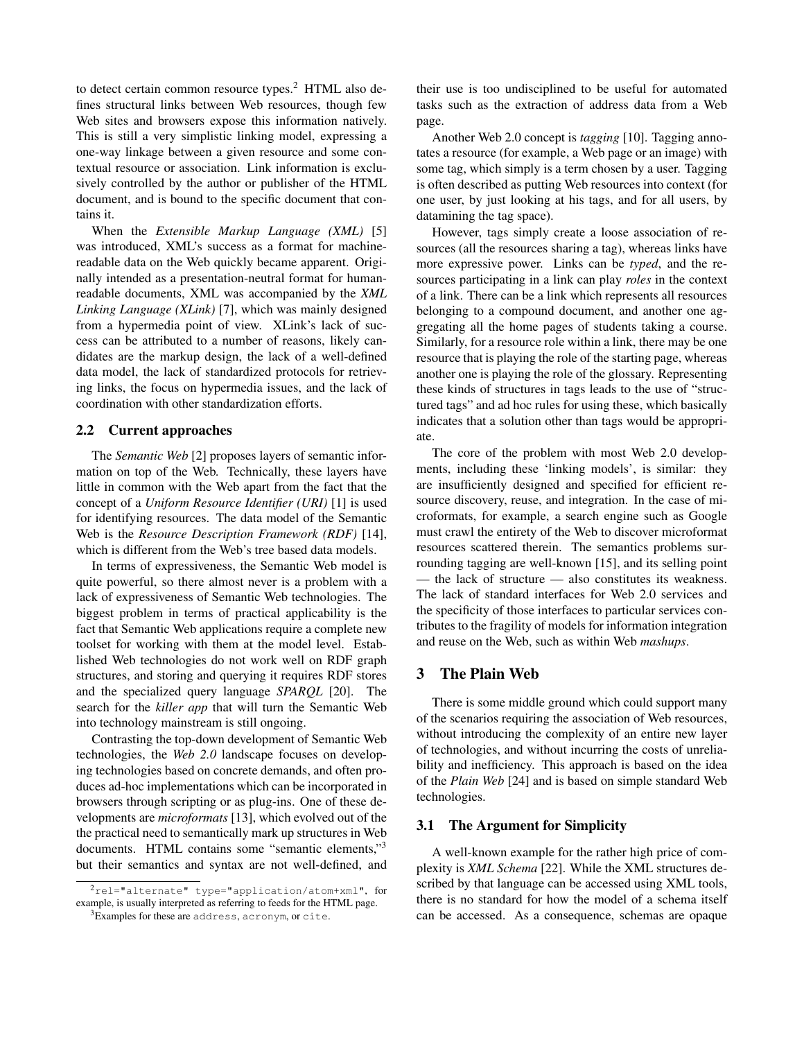to detect certain common resource types.[2] HTML also defines structural links between Web resources, though few Web sites and browsers expose this information natively. This is still a very simplistic linking model, expressing a one-way linkage between a given resource and some contextual resource or association. Link information is exclusively controlled by the author or publisher of the HTML document, and is bound to the specific document that contains it.

When the *Extensible Markup Language (XML)* [5] was introduced, XML's success as a format for machine-readable data on the Web quickly became apparent. Originally intended as a presentation-neutral format for human-readable documents, XML was accompanied by the *XML Linking Language (XLink)* [7], which was mainly designed from a hypermedia point of view. XLink's lack of success can be attributed to a number of reasons, likely candidates are the markup design, the lack of a well-defined data model, the lack of standardized protocols for retrieving links, the focus on hypermedia issues, and the lack of coordination with other standardization efforts.

### 2.2 Current approaches

The *Semantic Web* [2] proposes layers of semantic information on top of the Web. Technically, these layers have little in common with the Web apart from the fact that the concept of a *Uniform Resource Identifier (URI)* [1] is used for identifying resources. The data model of the Semantic Web is the *Resource Description Framework (RDF)* [14], which is different from the Web's tree based data models.

In terms of expressiveness, the Semantic Web model is quite powerful, so there almost never is a problem with a lack of expressiveness of Semantic Web technologies. The biggest problem in terms of practical applicability is the fact that Semantic Web applications require a complete new toolset for working with them at the model level. Established Web technologies do not work well on RDF graph structures, and storing and querying it requires RDF stores and the specialized query language *SPARQL* [20]. The search for the *killer app* that will turn the Semantic Web into technology mainstream is still ongoing.

Contrasting the top-down development of Semantic Web technologies, the *Web 2.0* landscape focuses on developing technologies based on concrete demands, and often produces ad-hoc implementations which can be incorporated in browsers through scripting or as plug-ins. One of these developments are *microformats* [13], which evolved out of the the practical need to semantically mark up structures in Web documents. HTML contains some "semantic elements,"[3] but their semantics and syntax are not well-defined, and their use is too undisciplined to be useful for automated tasks such as the extraction of address data from a Web page.

Another Web 2.0 concept is *tagging* [10]. Tagging annotates a resource (for example, a Web page or an image) with some tag, which simply is a term chosen by a user. Tagging is often described as putting Web resources into context (for one user, by just looking at his tags, and for all users, by datamining the tag space).

However, tags simply create a loose association of resources (all the resources sharing a tag), whereas links have more expressive power. Links can be *typed*, and the resources participating in a link can play *roles* in the context of a link. There can be a link which represents all resources belonging to a compound document, and another one aggregating all the home pages of students taking a course. Similarly, for a resource role within a link, there may be one resource that is playing the role of the starting page, whereas another one is playing the role of the glossary. Representing these kinds of structures in tags leads to the use of "structured tags" and ad hoc rules for using these, which basically indicates that a solution other than tags would be appropriate.

The core of the problem with most Web 2.0 developments, including these 'linking models', is similar: they are insufficiently designed and specified for efficient resource discovery, reuse, and integration. In the case of microformats, for example, a search engine such as Google must crawl the entirety of the Web to discover microformat resources scattered therein. The semantics problems surrounding tagging are well-known [15], and its selling point — the lack of structure — also constitutes its weakness. The lack of standard interfaces for Web 2.0 services and the specificity of those interfaces to particular services contributes to the fragility of models for information integration and reuse on the Web, such as within Web *mashups*.

## 3 The Plain Web

There is some middle ground which could support many of the scenarios requiring the association of Web resources, without introducing the complexity of an entire new layer of technologies, and without incurring the costs of unreliability and inefficiency. This approach is based on the idea of the *Plain Web* [24] and is based on simple standard Web technologies.

### 3.1 The Argument for Simplicity

A well-known example for the rather high price of complexity is *XML Schema* [22]. While the XML structures described by that language can be accessed using XML tools, there is no standard for how the model of a schema itself can be accessed. As a consequence, schemas are opaque

---

[2] `rel="alternate" type="application/atom+xml"`, for example, is usually interpreted as referring to feeds for the HTML page.

[3] Examples for these are `address`, `acronym`, or `cite`.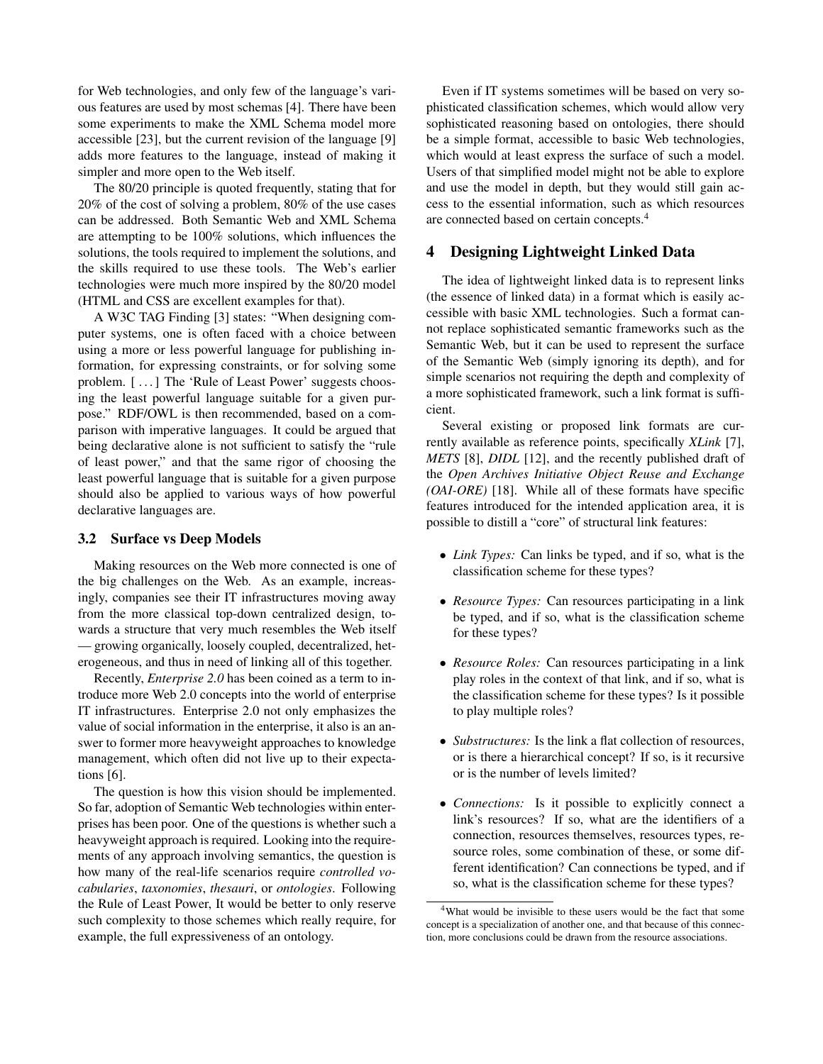for Web technologies, and only few of the language's various features are used by most schemas [4]. There have been some experiments to make the XML Schema model more accessible [23], but the current revision of the language [9] adds more features to the language, instead of making it simpler and more open to the Web itself.

The 80/20 principle is quoted frequently, stating that for 20% of the cost of solving a problem, 80% of the use cases can be addressed. Both Semantic Web and XML Schema are attempting to be 100% solutions, which influences the solutions, the tools required to implement the solutions, and the skills required to use these tools. The Web's earlier technologies were much more inspired by the 80/20 model (HTML and CSS are excellent examples for that).

A W3C TAG Finding [3] states: "When designing computer systems, one is often faced with a choice between using a more or less powerful language for publishing information, for expressing constraints, or for solving some problem. [ . . . ] The 'Rule of Least Power' suggests choosing the least powerful language suitable for a given purpose." RDF/OWL is then recommended, based on a comparison with imperative languages. It could be argued that being declarative alone is not sufficient to satisfy the "rule of least power," and that the same rigor of choosing the least powerful language that is suitable for a given purpose should also be applied to various ways of how powerful declarative languages are.

### 3.2 Surface vs Deep Models

Making resources on the Web more connected is one of the big challenges on the Web. As an example, increasingly, companies see their IT infrastructures moving away from the more classical top-down centralized design, towards a structure that very much resembles the Web itself — growing organically, loosely coupled, decentralized, heterogeneous, and thus in need of linking all of this together.

Recently, *Enterprise 2.0* has been coined as a term to introduce more Web 2.0 concepts into the world of enterprise IT infrastructures. Enterprise 2.0 not only emphasizes the value of social information in the enterprise, it also is an answer to former more heavyweight approaches to knowledge management, which often did not live up to their expectations [6].

The question is how this vision should be implemented. So far, adoption of Semantic Web technologies within enterprises has been poor. One of the questions is whether such a heavyweight approach is required. Looking into the requirements of any approach involving semantics, the question is how many of the real-life scenarios require *controlled vocabularies*, *taxonomies*, *thesauri*, or *ontologies*. Following the Rule of Least Power, It would be better to only reserve such complexity to those schemes which really require, for example, the full expressiveness of an ontology.

Even if IT systems sometimes will be based on very sophisticated classification schemes, which would allow very sophisticated reasoning based on ontologies, there should be a simple format, accessible to basic Web technologies, which would at least express the surface of such a model. Users of that simplified model might not be able to explore and use the model in depth, but they would still gain access to the essential information, such as which resources are connected based on certain concepts.[4]

## 4 Designing Lightweight Linked Data

The idea of lightweight linked data is to represent links (the essence of linked data) in a format which is easily accessible with basic XML technologies. Such a format cannot replace sophisticated semantic frameworks such as the Semantic Web, but it can be used to represent the surface of the Semantic Web (simply ignoring its depth), and for simple scenarios not requiring the depth and complexity of a more sophisticated framework, such a link format is sufficient.

Several existing or proposed link formats are currently available as reference points, specifically *XLink* [7], *METS* [8], *DIDL* [12], and the recently published draft of the *Open Archives Initiative Object Reuse and Exchange (OAI-ORE)* [18]. While all of these formats have specific features introduced for the intended application area, it is possible to distill a "core" of structural link features:

- *Link Types:* Can links be typed, and if so, what is the classification scheme for these types?
- *Resource Types:* Can resources participating in a link be typed, and if so, what is the classification scheme for these types?
- *Resource Roles:* Can resources participating in a link play roles in the context of that link, and if so, what is the classification scheme for these types? Is it possible to play multiple roles?
- *Substructures:* Is the link a flat collection of resources, or is there a hierarchical concept? If so, is it recursive or is the number of levels limited?
- *Connections:* Is it possible to explicitly connect a link's resources? If so, what are the identifiers of a connection, resources themselves, resources types, resource roles, some combination of these, or some different identification? Can connections be typed, and if so, what is the classification scheme for these types?

[4] What would be invisible to these users would be the fact that some concept is a specialization of another one, and that because of this connection, more conclusions could be drawn from the resource associations.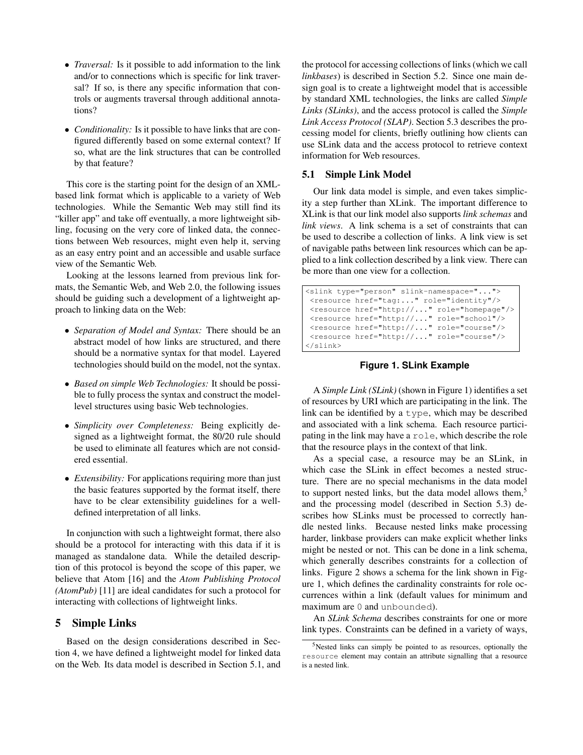- *Traversal:* Is it possible to add information to the link and/or to connections which is specific for link traversal? If so, is there any specific information that controls or augments traversal through additional annotations?
- *Conditionality:* Is it possible to have links that are configured differently based on some external context? If so, what are the link structures that can be controlled by that feature?

This core is the starting point for the design of an XML-based link format which is applicable to a variety of Web technologies. While the Semantic Web may still find its "killer app" and take off eventually, a more lightweight sibling, focusing on the very core of linked data, the connections between Web resources, might even help it, serving as an easy entry point and an accessible and usable surface view of the Semantic Web.

Looking at the lessons learned from previous link formats, the Semantic Web, and Web 2.0, the following issues should be guiding such a development of a lightweight approach to linking data on the Web:

- *Separation of Model and Syntax:* There should be an abstract model of how links are structured, and there should be a normative syntax for that model. Layered technologies should build on the model, not the syntax.
- *Based on simple Web Technologies:* It should be possible to fully process the syntax and construct the model-level structures using basic Web technologies.
- *Simplicity over Completeness:* Being explicitly designed as a lightweight format, the 80/20 rule should be used to eliminate all features which are not considered essential.
- *Extensibility:* For applications requiring more than just the basic features supported by the format itself, there have to be clear extensibility guidelines for a well-defined interpretation of all links.

In conjunction with such a lightweight format, there also should be a protocol for interacting with this data if it is managed as standalone data. While the detailed description of this protocol is beyond the scope of this paper, we believe that Atom [16] and the *Atom Publishing Protocol (AtomPub)* [11] are ideal candidates for such a protocol for interacting with collections of lightweight links.

# 5 Simple Links

Based on the design considerations described in Section 4, we have defined a lightweight model for linked data on the Web. Its data model is described in Section 5.1, and the protocol for accessing collections of links (which we call *linkbases*) is described in Section 5.2. Since one main design goal is to create a lightweight model that is accessible by standard XML technologies, the links are called *Simple Links (SLinks)*, and the access protocol is called the *Simple Link Access Protocol (SLAP)*. Section 5.3 describes the processing model for clients, briefly outlining how clients can use SLink data and the access protocol to retrieve context information for Web resources.

## 5.1 Simple Link Model

Our link data model is simple, and even takes simplicity a step further than XLink. The important difference to XLink is that our link model also supports *link schemas* and *link views*. A link schema is a set of constraints that can be used to describe a collection of links. A link view is set of navigable paths between link resources which can be applied to a link collection described by a link view. There can be more than one view for a collection.

```
<slink type="person" slink-namespace="...">
 <resource href="tag:..." role="identity"/>
 <resource href="http://..." role="homepage"/>
 <resource href="http://..." role="school"/>
 <resource href="http://..." role="course"/>
 <resource href="http://..." role="course"/>
</slink>
```

**Figure 1. SLink Example**

A *Simple Link (SLink)* (shown in Figure 1) identifies a set of resources by URI which are participating in the link. The link can be identified by a `type`, which may be described and associated with a link schema. Each resource participating in the link may have a `role`, which describe the role that the resource plays in the context of that link.

As a special case, a resource may be an SLink, in which case the SLink in effect becomes a nested structure. There are no special mechanisms in the data model to support nested links, but the data model allows them,[5] and the processing model (described in Section 5.3) describes how SLinks must be processed to correctly handle nested links. Because nested links make processing harder, linkbase providers can make explicit whether links might be nested or not. This can be done in a link schema, which generally describes constraints for a collection of links. Figure 2 shows a schema for the link shown in Figure 1, which defines the cardinality constraints for role occurrences within a link (default values for minimum and maximum are `0` and `unbounded`).

An *SLink Schema* describes constraints for one or more link types. Constraints can be defined in a variety of ways,

[5] Nested links can simply be pointed to as resources, optionally the `resource` element may contain an attribute signalling that a resource is a nested link.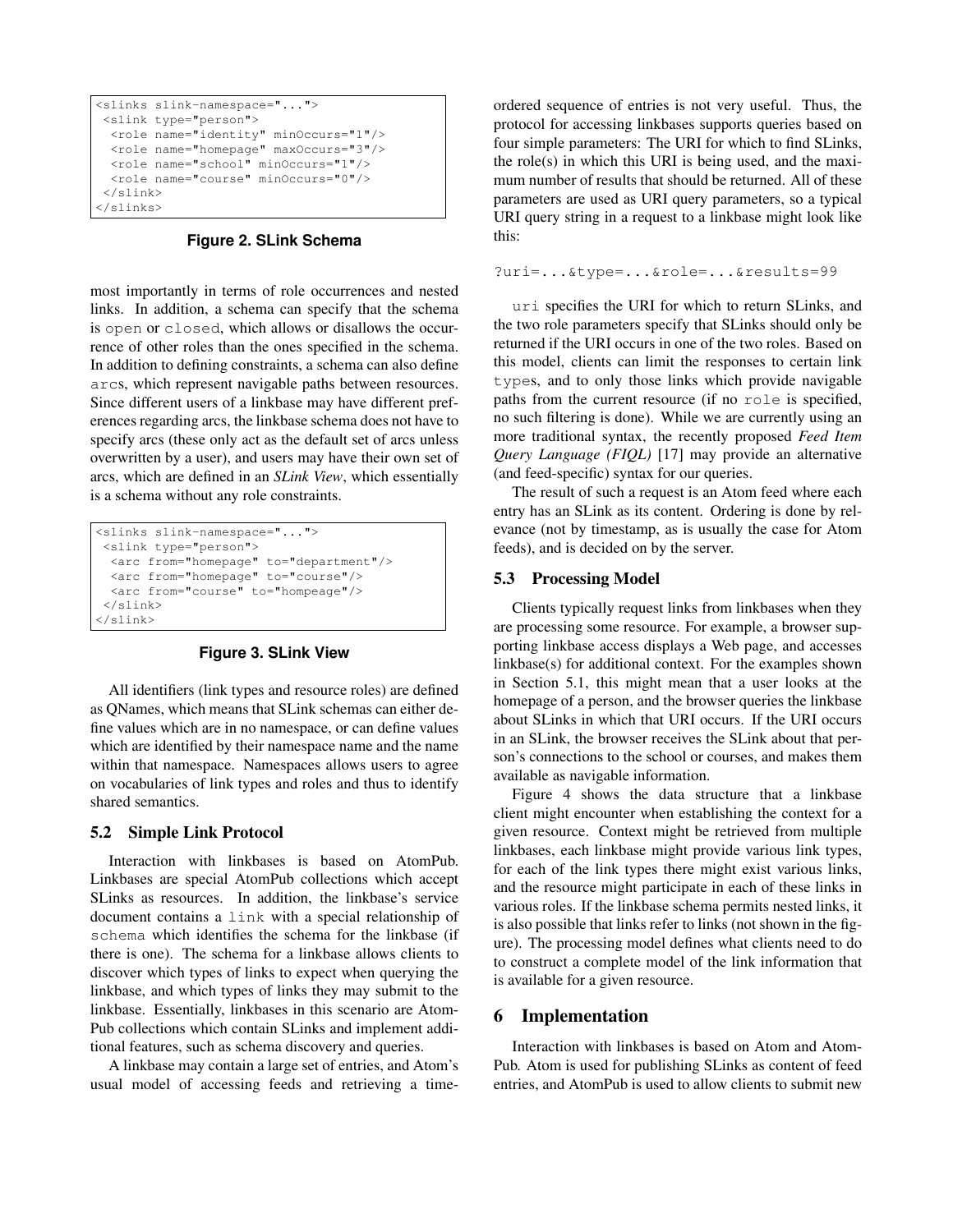```
<slinks slink-namespace="...">
 <slink type="person">
  <role name="identity" minOccurs="1"/>
  <role name="homepage" maxOccurs="3"/>
  <role name="school" minOccurs="1"/>
  <role name="course" minOccurs="0"/>
 </slink>
</slinks>
```

**Figure 2. SLink Schema**

most importantly in terms of role occurrences and nested links. In addition, a schema can specify that the schema is `open` or `closed`, which allows or disallows the occurrence of other roles than the ones specified in the schema. In addition to defining constraints, a schema can also define `arc`s, which represent navigable paths between resources. Since different users of a linkbase may have different preferences regarding arcs, the linkbase schema does not have to specify arcs (these only act as the default set of arcs unless overwritten by a user), and users may have their own set of arcs, which are defined in an *SLink View*, which essentially is a schema without any role constraints.

```
<slinks slink-namespace="...">
 <slink type="person">
  <arc from="homepage" to="department"/>
  <arc from="homepage" to="course"/>
  <arc from="course" to="hompeage"/>
 </slink>
</slink>
```

**Figure 3. SLink View**

All identifiers (link types and resource roles) are defined as QNames, which means that SLink schemas can either define values which are in no namespace, or can define values which are identified by their namespace name and the name within that namespace. Namespaces allows users to agree on vocabularies of link types and roles and thus to identify shared semantics.

### 5.2 Simple Link Protocol

Interaction with linkbases is based on AtomPub. Linkbases are special AtomPub collections which accept SLinks as resources. In addition, the linkbase's service document contains a `link` with a special relationship of `schema` which identifies the schema for the linkbase (if there is one). The schema for a linkbase allows clients to discover which types of links to expect when querying the linkbase, and which types of links they may submit to the linkbase. Essentially, linkbases in this scenario are AtomPub collections which contain SLinks and implement additional features, such as schema discovery and queries.

A linkbase may contain a large set of entries, and Atom's usual model of accessing feeds and retrieving a time-ordered sequence of entries is not very useful. Thus, the protocol for accessing linkbases supports queries based on four simple parameters: The URI for which to find SLinks, the role(s) in which this URI is being used, and the maximum number of results that should be returned. All of these parameters are used as URI query parameters, so a typical URI query string in a request to a linkbase might look like this:

```
?uri=...&type=...&role=...&results=99
```

`uri` specifies the URI for which to return SLinks, and the two role parameters specify that SLinks should only be returned if the URI occurs in one of the two roles. Based on this model, clients can limit the responses to certain link `type`s, and to only those links which provide navigable paths from the current resource (if no `role` is specified, no such filtering is done). While we are currently using a more traditional syntax, the recently proposed *Feed Item Query Language (FIQL)* [17] may provide an alternative (and feed-specific) syntax for our queries.

The result of such a request is an Atom feed where each entry has an SLink as its content. Ordering is done by relevance (not by timestamp, as is usually the case for Atom feeds), and is decided on by the server.

### 5.3 Processing Model

Clients typically request links from linkbases when they are processing some resource. For example, a browser supporting linkbase access displays a Web page, and accesses linkbase(s) for additional context. For the examples shown in Section 5.1, this might mean that a user looks at the homepage of a person, and the browser queries the linkbase about SLinks in which that URI occurs. If the URI occurs in an SLink, the browser receives the SLink about that person's connections to the school or courses, and makes them available as navigable information.

Figure 4 shows the data structure that a linkbase client might encounter when establishing the context for a given resource. Context might be retrieved from multiple linkbases, each linkbase might provide various link types, for each of the link types there might exist various links, and the resource might participate in each of these links in various roles. If the linkbase schema permits nested links, it is also possible that links refer to links (not shown in the figure). The processing model defines what clients need to do to construct a complete model of the link information that is available for a given resource.

## 6 Implementation

Interaction with linkbases is based on Atom and AtomPub. Atom is used for publishing SLinks as content of feed entries, and AtomPub is used to allow clients to submit new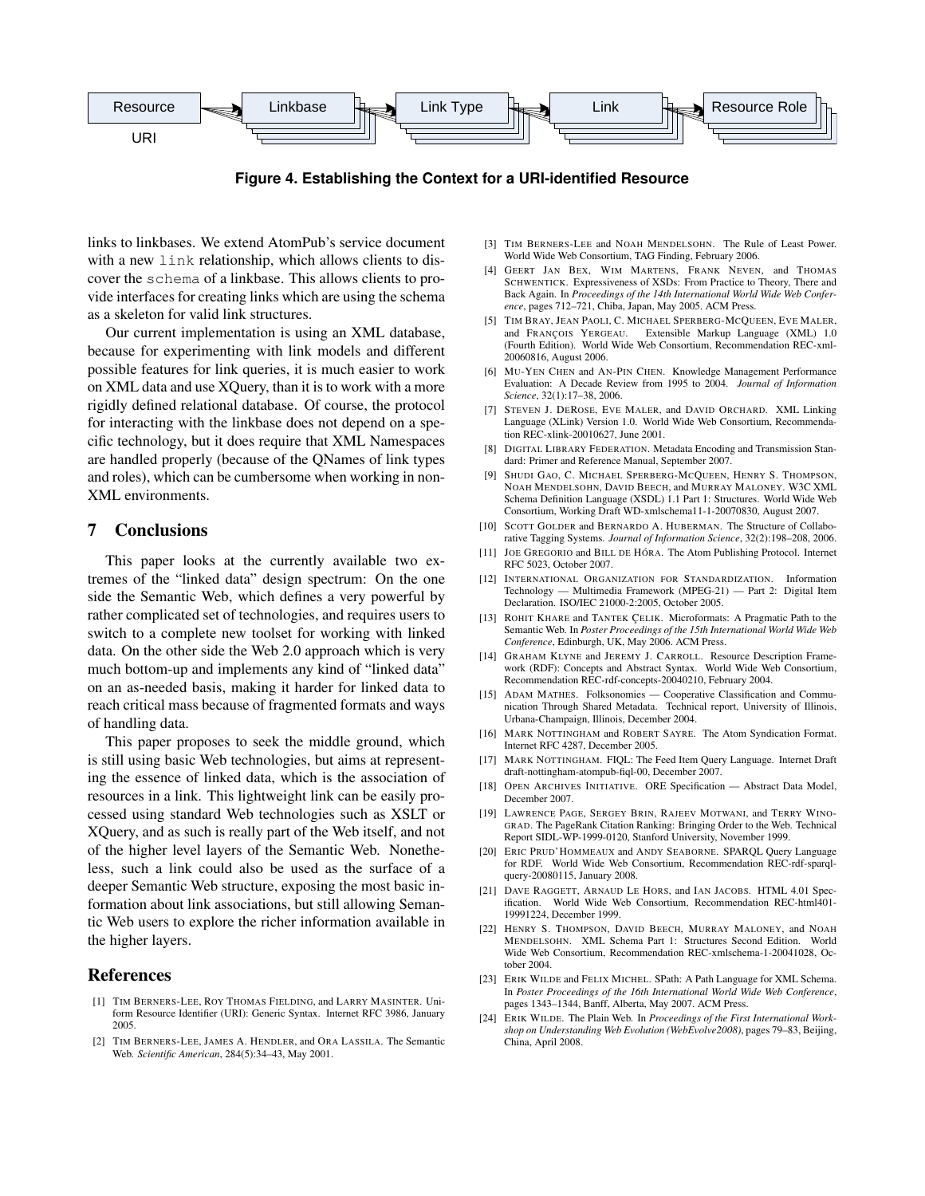Resource

URI

Linkbase

Link Type

Link

Resource Role

**Figure 4. Establishing the Context for a URI-identified Resource**

links to linkbases. We extend AtomPub's service document with a new `link` relationship, which allows clients to discover the `schema` of a linkbase. This allows clients to provide interfaces for creating links which are using the schema as a skeleton for valid link structures.

Our current implementation is using an XML database, because for experimenting with link models and different possible features for link queries, it is much easier to work on XML data and use XQuery, than it is to work with a more rigidly defined relational database. Of course, the protocol for interacting with the linkbase does not depend on a specific technology, but it does require that XML Namespaces are handled properly (because of the QNames of link types and roles), which can be cumbersome when working in non-XML environments.

## 7 Conclusions

This paper looks at the currently available two extremes of the "linked data" design spectrum: On the one side the Semantic Web, which defines a very powerful by rather complicated set of technologies, and requires users to switch to a complete new toolset for working with linked data. On the other side the Web 2.0 approach which is very much bottom-up and implements any kind of "linked data" on an as-needed basis, making it harder for linked data to reach critical mass because of fragmented formats and ways of handling data.

This paper proposes to seek the middle ground, which is still using basic Web technologies, but aims at representing the essence of linked data, which is the association of resources in a link. This lightweight link can be easily processed using standard Web technologies such as XSLT or XQuery, and as such is really part of the Web itself, and not of the higher level layers of the Semantic Web. Nonetheless, such a link could also be used as the surface of a deeper Semantic Web structure, exposing the most basic information about link associations, but still allowing Semantic Web users to explore the richer information available in the higher layers.

## References

[1] Tim Berners-Lee, Roy Thomas Fielding, and Larry Masinter. Uniform Resource Identifier (URI): Generic Syntax. Internet RFC 3986, January 2005.

[2] Tim Berners-Lee, James A. Hendler, and Ora Lassila. The Semantic Web. *Scientific American*, 284(5):34–43, May 2001.

[3] Tim Berners-Lee and Noah Mendelsohn. The Rule of Least Power. World Wide Web Consortium, TAG Finding, February 2006.

[4] Geert Jan Bex, Wim Martens, Frank Neven, and Thomas Schwentick. Expressiveness of XSDs: From Practice to Theory, There and Back Again. In *Proceedings of the 14th International World Wide Web Conference*, pages 712–721, Chiba, Japan, May 2005. ACM Press.

[5] Tim Bray, Jean Paoli, C. Michael Sperberg-McQueen, Eve Maler, and François Yergeau. Extensible Markup Language (XML) 1.0 (Fourth Edition). World Wide Web Consortium, Recommendation REC-xml-20060816, August 2006.

[6] Mu-Yen Chen and An-Pin Chen. Knowledge Management Performance Evaluation: A Decade Review from 1995 to 2004. *Journal of Information Science*, 32(1):17–38, 2006.

[7] Steven J. DeRose, Eve Maler, and David Orchard. XML Linking Language (XLink) Version 1.0. World Wide Web Consortium, Recommendation REC-xlink-20010627, June 2001.

[8] Digital Library Federation. Metadata Encoding and Transmission Standard: Primer and Reference Manual, September 2007.

[9] Shudi Gao, C. Michael Sperberg-McQueen, Henry S. Thompson, Noah Mendelsohn, David Beech, and Murray Maloney. W3C XML Schema Definition Language (XSDL) 1.1 Part 1: Structures. World Wide Web Consortium, Working Draft WD-xmlschema11-1-20070830, August 2007.

[10] Scott Golder and Bernardo A. Huberman. The Structure of Collaborative Tagging Systems. *Journal of Information Science*, 32(2):198–208, 2006.

[11] Joe Gregorio and Bill de Hóra. The Atom Publishing Protocol. Internet RFC 5023, October 2007.

[12] International Organization for Standardization. Information Technology — Multimedia Framework (MPEG-21) — Part 2: Digital Item Declaration. ISO/IEC 21000-2:2005, October 2005.

[13] Rohit Khare and Tantek Çelik. Microformats: A Pragmatic Path to the Semantic Web. In *Poster Proceedings of the 15th International World Wide Web Conference*, Edinburgh, UK, May 2006. ACM Press.

[14] Graham Klyne and Jeremy J. Carroll. Resource Description Framework (RDF): Concepts and Abstract Syntax. World Wide Web Consortium, Recommendation REC-rdf-concepts-20040210, February 2004.

[15] Adam Mathes. Folksonomies — Cooperative Classification and Communication Through Shared Metadata. Technical report, University of Illinois, Urbana-Champaign, Illinois, December 2004.

[16] Mark Nottingham and Robert Sayre. The Atom Syndication Format. Internet RFC 4287, December 2005.

[17] Mark Nottingham. FIQL: The Feed Item Query Language. Internet Draft draft-nottingham-atompub-fiql-00, December 2007.

[18] Open Archives Initiative. ORE Specification — Abstract Data Model, December 2007.

[19] Lawrence Page, Sergey Brin, Rajeev Motwani, and Terry Winograd. The PageRank Citation Ranking: Bringing Order to the Web. Technical Report SIDL-WP-1999-0120, Stanford University, November 1999.

[20] Eric Prud'hommeaux and Andy Seaborne. SPARQL Query Language for RDF. World Wide Web Consortium, Recommendation REC-rdf-sparql-query-20080115, January 2008.

[21] Dave Raggett, Arnaud Le Hors, and Ian Jacobs. HTML 4.01 Specification. World Wide Web Consortium, Recommendation REC-html401-19991224, December 1999.

[22] Henry S. Thompson, David Beech, Murray Maloney, and Noah Mendelsohn. XML Schema Part 1: Structures Second Edition. World Wide Web Consortium, Recommendation REC-xmlschema-1-20041028, October 2004.

[23] Erik Wilde and Felix Michel. SPath: A Path Language for XML Schema. In *Poster Proceedings of the 16th International World Wide Web Conference*, pages 1343–1344, Banff, Alberta, May 2007. ACM Press.

[24] Erik Wilde. The Plain Web. In *Proceedings of the First International Workshop on Understanding Web Evolution (WebEvolve2008)*, pages 79–83, Beijing, China, April 2008.